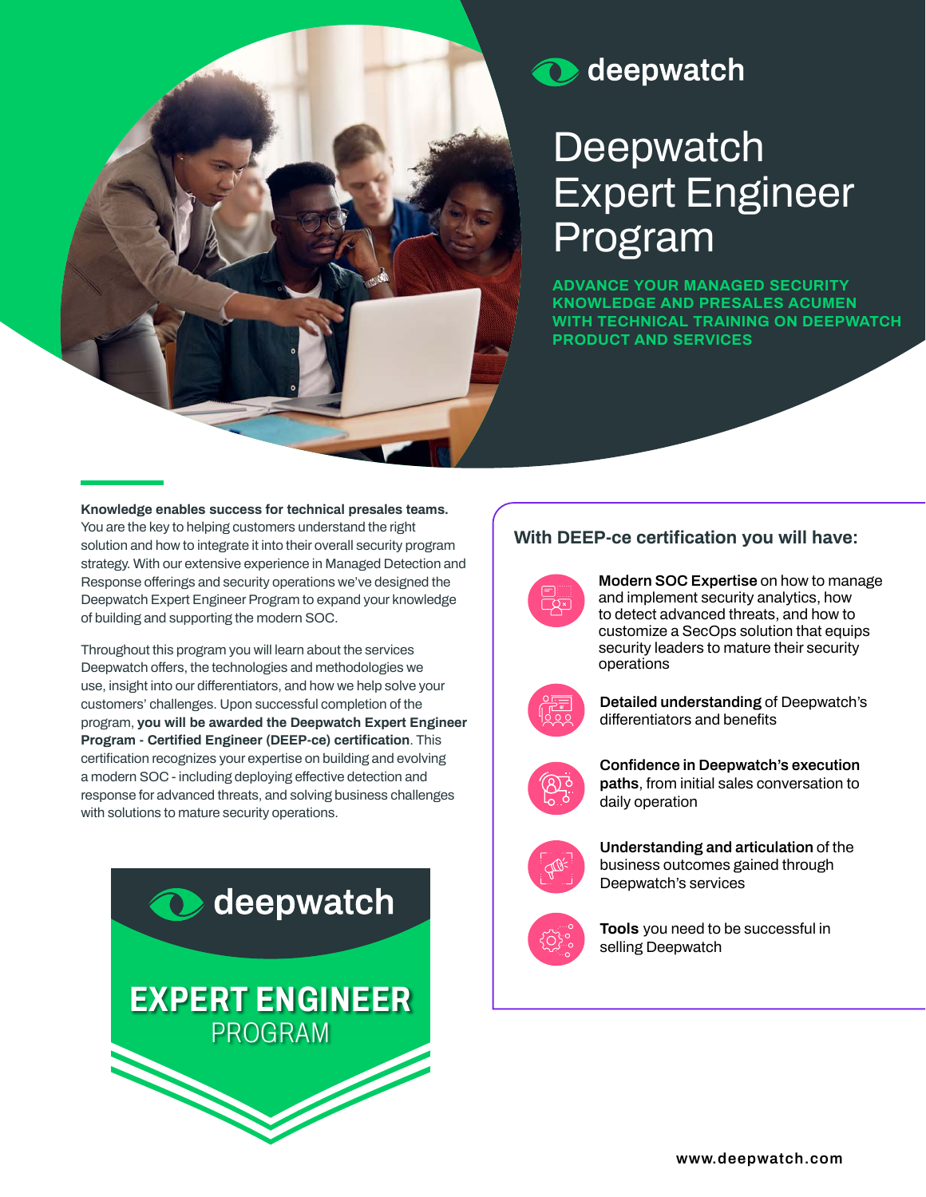deepwatch

# Deepwatch Expert Engineer Program

**ADVANCE YOUR MANAGED SECURITY KNOWLEDGE AND PRESALES ACUMEN WITH TECHNICAL TRAINING ON DEEPWATCH PRODUCT AND SERVICES**

**Knowledge enables success for technical presales teams.** You are the key to helping customers understand the right solution and how to integrate it into their overall security program strategy. With our extensive experience in Managed Detection and Response offerings and security operations we've designed the Deepwatch Expert Engineer Program to expand your knowledge of building and supporting the modern SOC.

Throughout this program you will learn about the services Deepwatch offers, the technologies and methodologies we use, insight into our differentiators, and how we help solve your customers' challenges. Upon successful completion of the program, **you will be awarded the Deepwatch Expert Engineer Program - Certified Engineer (DEEP-ce) certification**. This certification recognizes your expertise on building and evolving a modern SOC - including deploying effective detection and response for advanced threats, and solving business challenges with solutions to mature security operations.

deepwatch

**EXPERT ENGINEER**
PROGRAM

## With DEEP-ce certification you will have:

- **Modern SOC Expertise** on how to manage and implement security analytics, how to detect advanced threats, and how to customize a SecOps solution that equips security leaders to mature their security operations
- **Detailed understanding** of Deepwatch's differentiators and benefits
- **Confidence in Deepwatch's execution paths**, from initial sales conversation to daily operation
- **Understanding and articulation** of the business outcomes gained through Deepwatch's services
- **Tools** you need to be successful in selling Deepwatch

www.deepwatch.com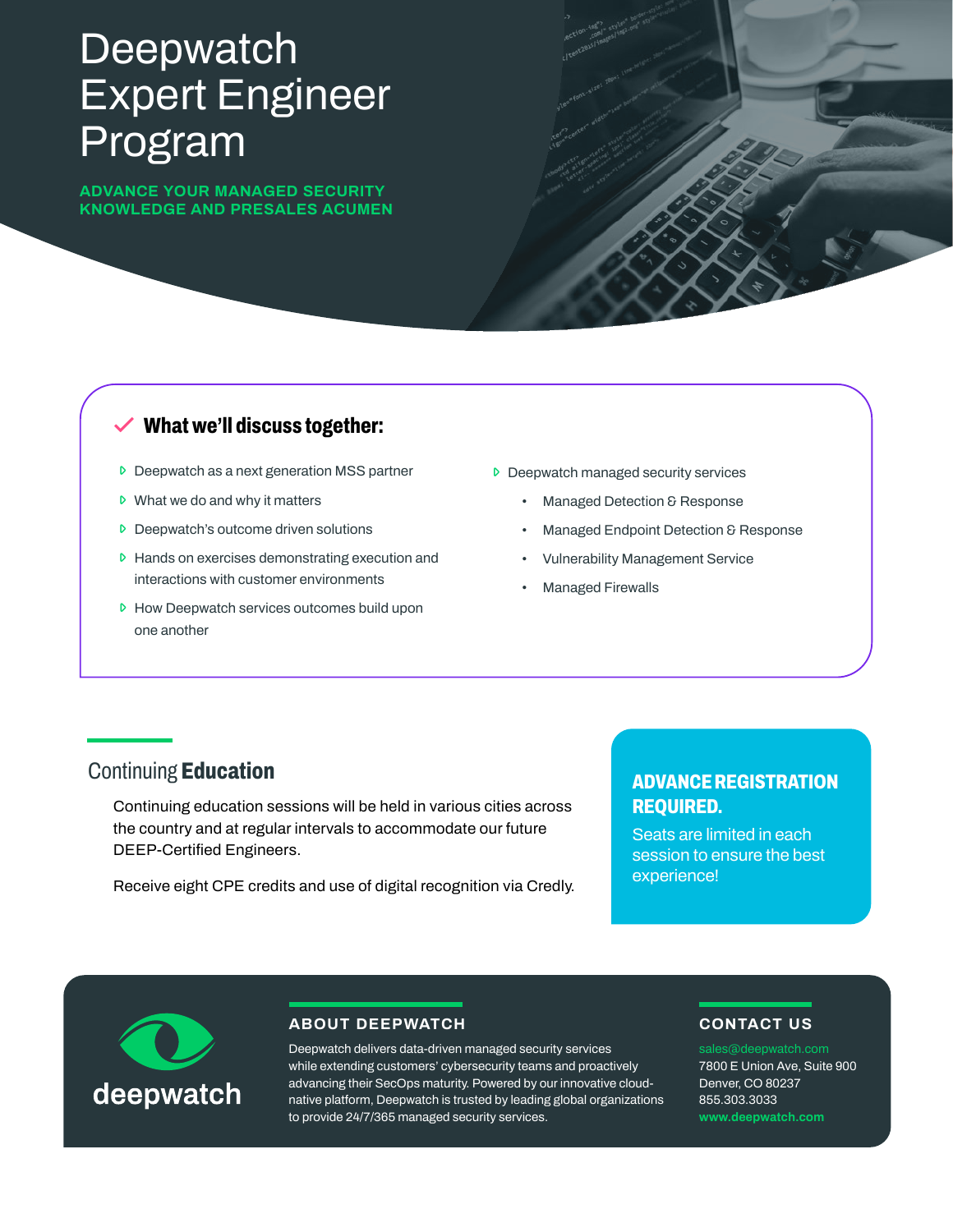# Deepwatch Expert Engineer Program

**ADVANCE YOUR MANAGED SECURITY KNOWLEDGE AND PRESALES ACUMEN**

## What we'll discuss together:

- Deepwatch as a next generation MSS partner
- What we do and why it matters
- Deepwatch's outcome driven solutions
- Hands on exercises demonstrating execution and interactions with customer environments
- How Deepwatch services outcomes build upon one another
- Deepwatch managed security services
  - Managed Detection & Response
  - Managed Endpoint Detection & Response
  - Vulnerability Management Service
  - Managed Firewalls

## Continuing **Education**

Continuing education sessions will be held in various cities across the country and at regular intervals to accommodate our future DEEP-Certified Engineers.

Receive eight CPE credits and use of digital recognition via Credly.

**ADVANCE REGISTRATION REQUIRED.**

Seats are limited in each session to ensure the best experience!

deepwatch

### ABOUT DEEPWATCH

Deepwatch delivers data-driven managed security services while extending customers' cybersecurity teams and proactively advancing their SecOps maturity. Powered by our innovative cloud-native platform, Deepwatch is trusted by leading global organizations to provide 24/7/365 managed security services.

### CONTACT US

sales@deepwatch.com
7800 E Union Ave, Suite 900
Denver, CO 80237
855.303.3033
**www.deepwatch.com**